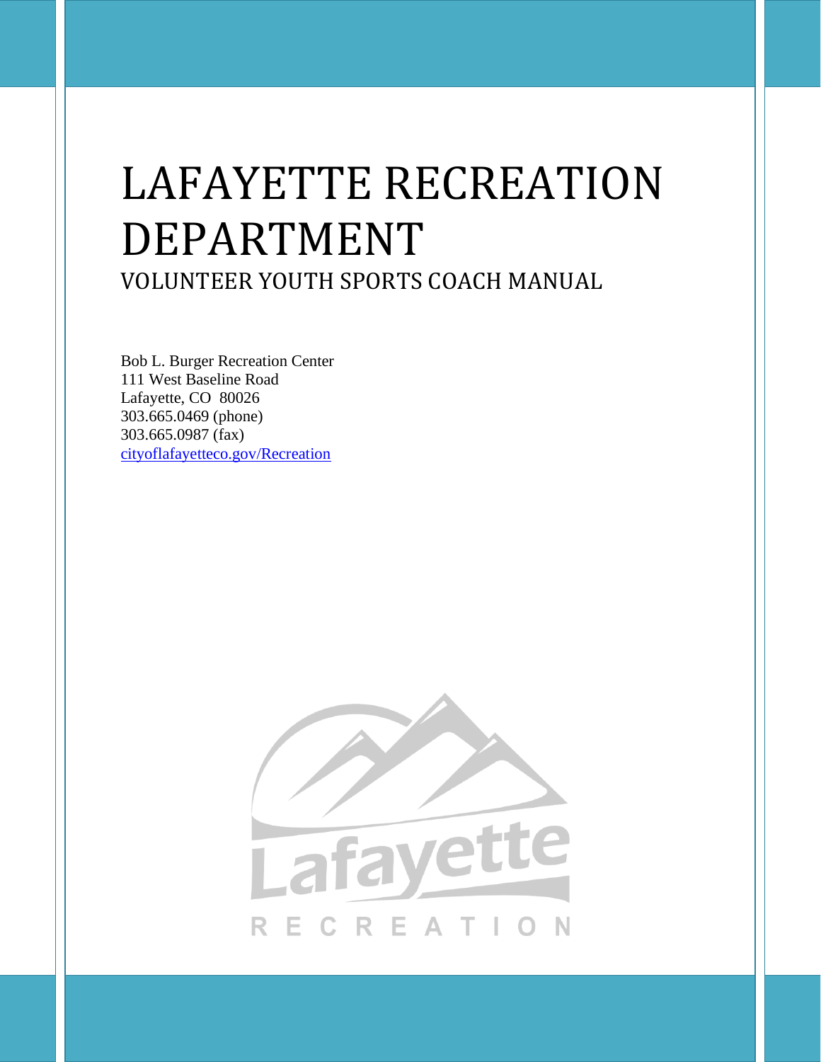# LAFAYETTE RECREATION DEPARTMENT

## VOLUNTEER YOUTH SPORTS COACH MANUAL

Bob L. Burger Recreation Center
111 West Baseline Road
Lafayette, CO 80026
303.665.0469 (phone)
303.665.0987 (fax)
cityoflafayetteco.gov/Recreation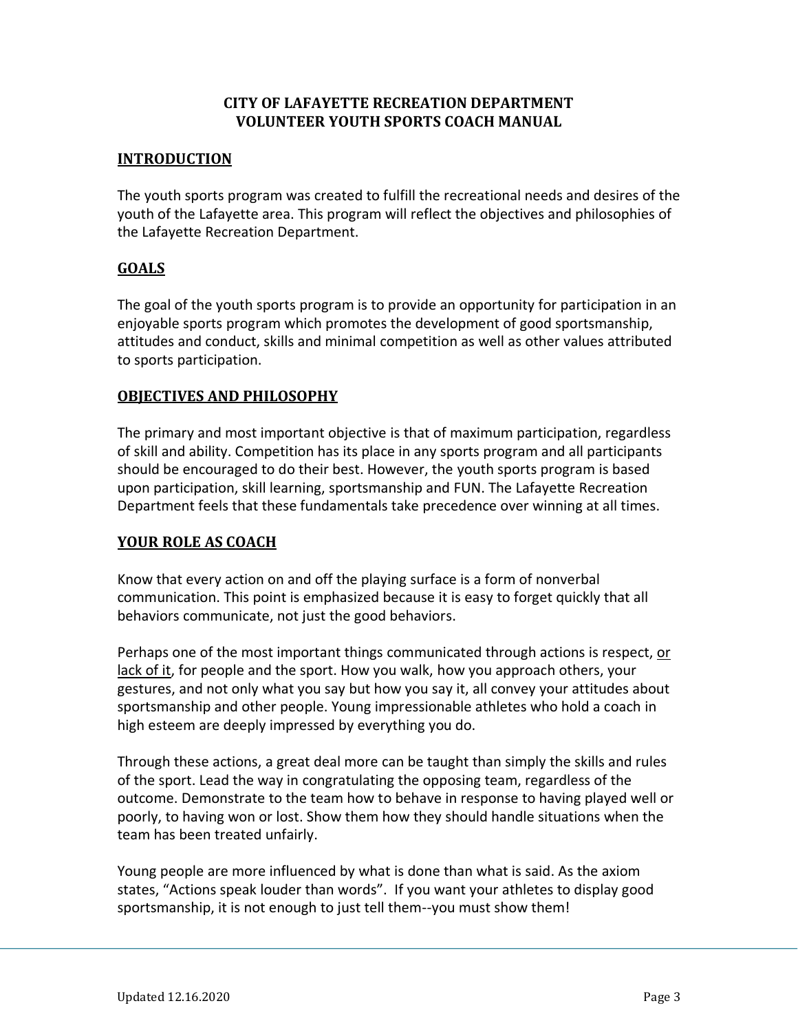# CITY OF LAFAYETTE RECREATION DEPARTMENT
# VOLUNTEER YOUTH SPORTS COACH MANUAL

## INTRODUCTION

The youth sports program was created to fulfill the recreational needs and desires of the youth of the Lafayette area. This program will reflect the objectives and philosophies of the Lafayette Recreation Department.

## GOALS

The goal of the youth sports program is to provide an opportunity for participation in an enjoyable sports program which promotes the development of good sportsmanship, attitudes and conduct, skills and minimal competition as well as other values attributed to sports participation.

## OBJECTIVES AND PHILOSOPHY

The primary and most important objective is that of maximum participation, regardless of skill and ability. Competition has its place in any sports program and all participants should be encouraged to do their best. However, the youth sports program is based upon participation, skill learning, sportsmanship and FUN. The Lafayette Recreation Department feels that these fundamentals take precedence over winning at all times.

## YOUR ROLE AS COACH

Know that every action on and off the playing surface is a form of nonverbal communication. This point is emphasized because it is easy to forget quickly that all behaviors communicate, not just the good behaviors.

Perhaps one of the most important things communicated through actions is respect, <u>or lack of it</u>, for people and the sport. How you walk, how you approach others, your gestures, and not only what you say but how you say it, all convey your attitudes about sportsmanship and other people. Young impressionable athletes who hold a coach in high esteem are deeply impressed by everything you do.

Through these actions, a great deal more can be taught than simply the skills and rules of the sport. Lead the way in congratulating the opposing team, regardless of the outcome. Demonstrate to the team how to behave in response to having played well or poorly, to having won or lost. Show them how they should handle situations when the team has been treated unfairly.

Young people are more influenced by what is done than what is said. As the axiom states, "Actions speak louder than words". If you want your athletes to display good sportsmanship, it is not enough to just tell them--you must show them!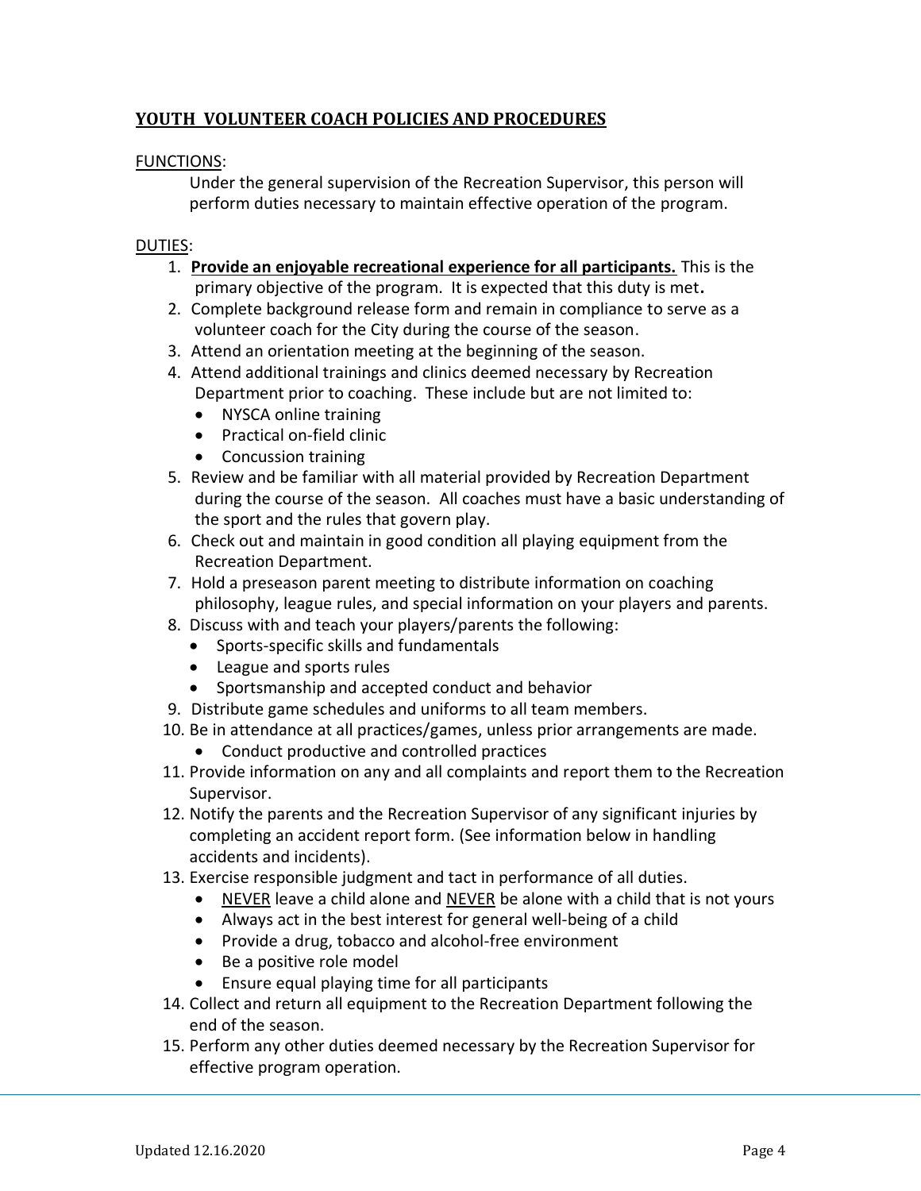## YOUTH VOLUNTEER COACH POLICIES AND PROCEDURES

FUNCTIONS:

Under the general supervision of the Recreation Supervisor, this person will perform duties necessary to maintain effective operation of the program.

DUTIES:

1. **Provide an enjoyable recreational experience for all participants.** This is the primary objective of the program. It is expected that this duty is met**.**
2. Complete background release form and remain in compliance to serve as a volunteer coach for the City during the course of the season.
3. Attend an orientation meeting at the beginning of the season.
4. Attend additional trainings and clinics deemed necessary by Recreation Department prior to coaching. These include but are not limited to:
   - NYSCA online training
   - Practical on-field clinic
   - Concussion training
5. Review and be familiar with all material provided by Recreation Department during the course of the season. All coaches must have a basic understanding of the sport and the rules that govern play.
6. Check out and maintain in good condition all playing equipment from the Recreation Department.
7. Hold a preseason parent meeting to distribute information on coaching philosophy, league rules, and special information on your players and parents.
8. Discuss with and teach your players/parents the following:
   - Sports-specific skills and fundamentals
   - League and sports rules
   - Sportsmanship and accepted conduct and behavior
9. Distribute game schedules and uniforms to all team members.
10. Be in attendance at all practices/games, unless prior arrangements are made.
    - Conduct productive and controlled practices
11. Provide information on any and all complaints and report them to the Recreation Supervisor.
12. Notify the parents and the Recreation Supervisor of any significant injuries by completing an accident report form. (See information below in handling accidents and incidents).
13. Exercise responsible judgment and tact in performance of all duties.
    - NEVER leave a child alone and NEVER be alone with a child that is not yours
    - Always act in the best interest for general well-being of a child
    - Provide a drug, tobacco and alcohol-free environment
    - Be a positive role model
    - Ensure equal playing time for all participants
14. Collect and return all equipment to the Recreation Department following the end of the season.
15. Perform any other duties deemed necessary by the Recreation Supervisor for effective program operation.

Updated 12.16.2020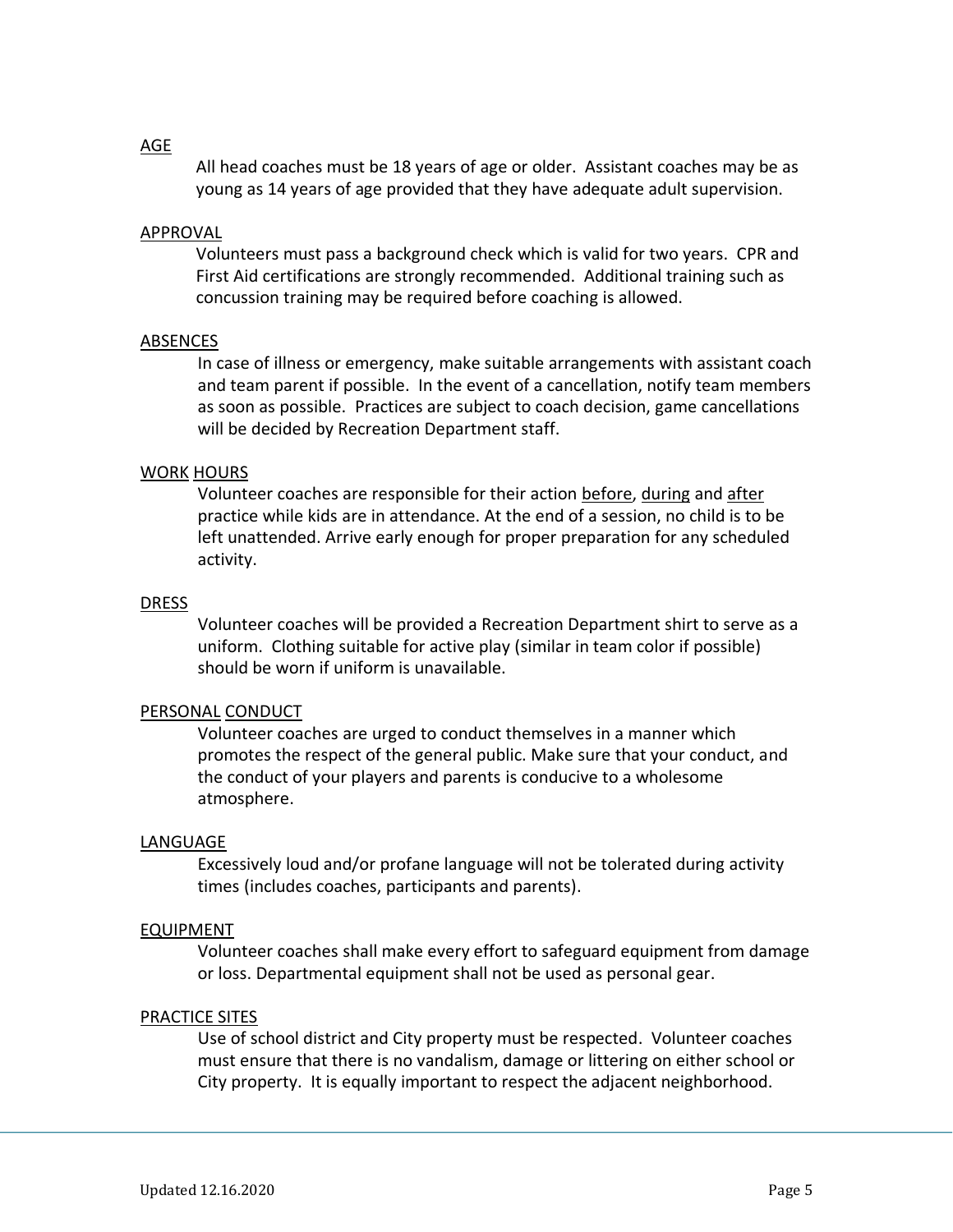## AGE

All head coaches must be 18 years of age or older. Assistant coaches may be as young as 14 years of age provided that they have adequate adult supervision.

## APPROVAL

Volunteers must pass a background check which is valid for two years. CPR and First Aid certifications are strongly recommended. Additional training such as concussion training may be required before coaching is allowed.

## ABSENCES

In case of illness or emergency, make suitable arrangements with assistant coach and team parent if possible. In the event of a cancellation, notify team members as soon as possible. Practices are subject to coach decision, game cancellations will be decided by Recreation Department staff.

## WORK HOURS

Volunteer coaches are responsible for their action before, during and after practice while kids are in attendance. At the end of a session, no child is to be left unattended. Arrive early enough for proper preparation for any scheduled activity.

## DRESS

Volunteer coaches will be provided a Recreation Department shirt to serve as a uniform. Clothing suitable for active play (similar in team color if possible) should be worn if uniform is unavailable.

## PERSONAL CONDUCT

Volunteer coaches are urged to conduct themselves in a manner which promotes the respect of the general public. Make sure that your conduct, and the conduct of your players and parents is conducive to a wholesome atmosphere.

## LANGUAGE

Excessively loud and/or profane language will not be tolerated during activity times (includes coaches, participants and parents).

## EQUIPMENT

Volunteer coaches shall make every effort to safeguard equipment from damage or loss. Departmental equipment shall not be used as personal gear.

## PRACTICE SITES

Use of school district and City property must be respected. Volunteer coaches must ensure that there is no vandalism, damage or littering on either school or City property. It is equally important to respect the adjacent neighborhood.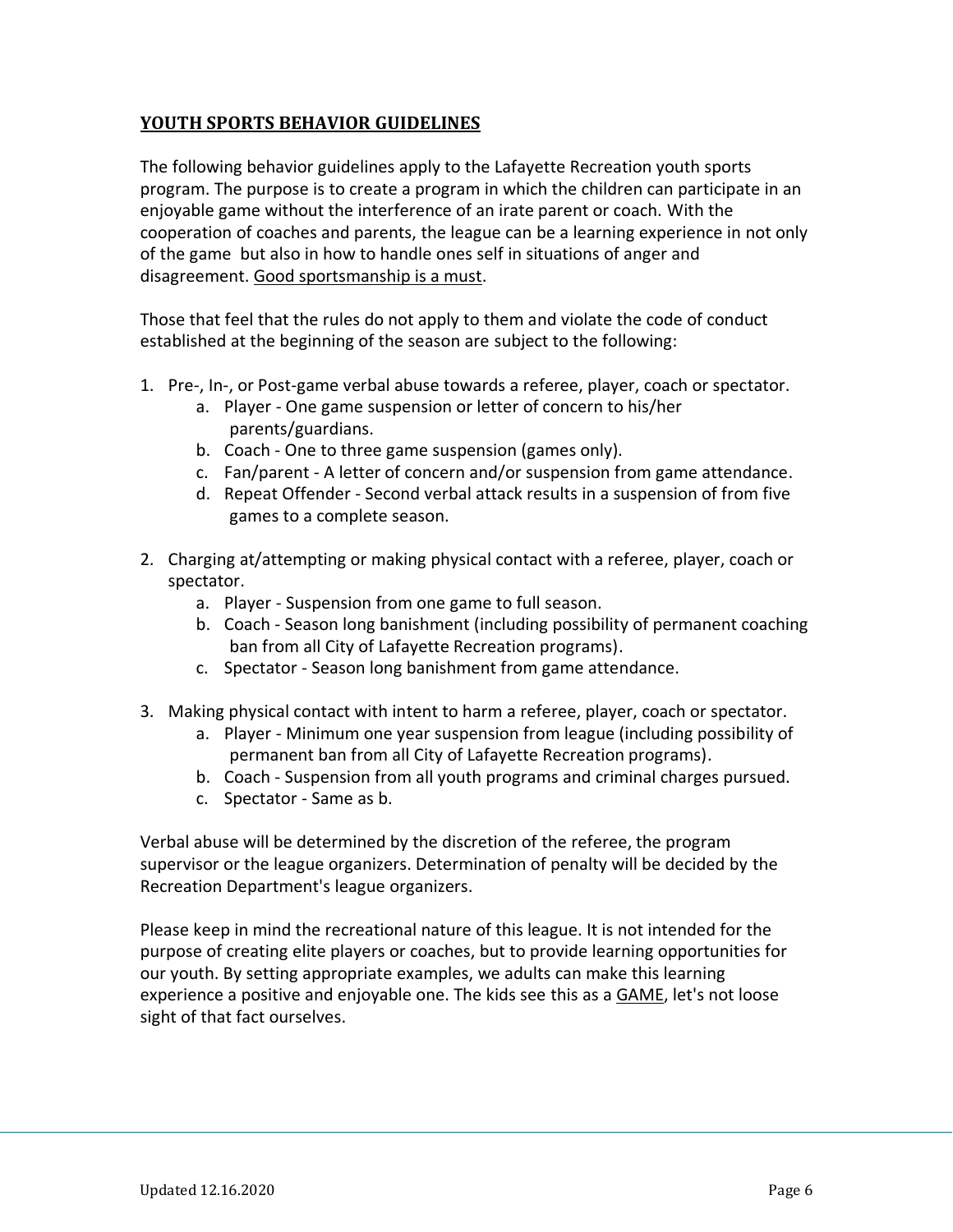## **YOUTH SPORTS BEHAVIOR GUIDELINES**

The following behavior guidelines apply to the Lafayette Recreation youth sports program. The purpose is to create a program in which the children can participate in an enjoyable game without the interference of an irate parent or coach. With the cooperation of coaches and parents, the league can be a learning experience in not only of the game but also in how to handle ones self in situations of anger and disagreement. <u>Good sportsmanship is a must</u>.

Those that feel that the rules do not apply to them and violate the code of conduct established at the beginning of the season are subject to the following:

1. Pre-, In-, or Post-game verbal abuse towards a referee, player, coach or spectator.
    a. Player - One game suspension or letter of concern to his/her parents/guardians.
    b. Coach - One to three game suspension (games only).
    c. Fan/parent - A letter of concern and/or suspension from game attendance.
    d. Repeat Offender - Second verbal attack results in a suspension of from five games to a complete season.

2. Charging at/attempting or making physical contact with a referee, player, coach or spectator.
    a. Player - Suspension from one game to full season.
    b. Coach - Season long banishment (including possibility of permanent coaching ban from all City of Lafayette Recreation programs).
    c. Spectator - Season long banishment from game attendance.

3. Making physical contact with intent to harm a referee, player, coach or spectator.
    a. Player - Minimum one year suspension from league (including possibility of permanent ban from all City of Lafayette Recreation programs).
    b. Coach - Suspension from all youth programs and criminal charges pursued.
    c. Spectator - Same as b.

Verbal abuse will be determined by the discretion of the referee, the program supervisor or the league organizers. Determination of penalty will be decided by the Recreation Department's league organizers.

Please keep in mind the recreational nature of this league. It is not intended for the purpose of creating elite players or coaches, but to provide learning opportunities for our youth. By setting appropriate examples, we adults can make this learning experience a positive and enjoyable one. The kids see this as a <u>GAME</u>, let's not loose sight of that fact ourselves.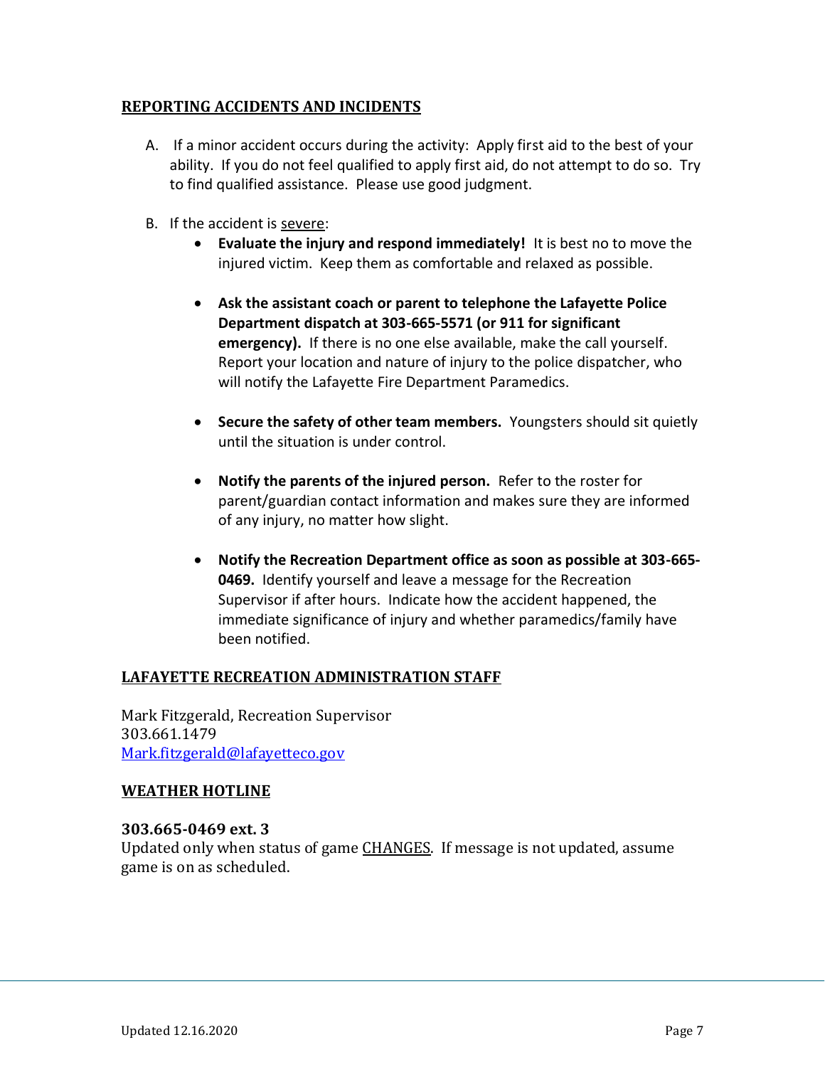## REPORTING ACCIDENTS AND INCIDENTS

A. If a minor accident occurs during the activity: Apply first aid to the best of your ability. If you do not feel qualified to apply first aid, do not attempt to do so. Try to find qualified assistance. Please use good judgment.

B. If the accident is <u>severe</u>:

- **Evaluate the injury and respond immediately!** It is best no to move the injured victim. Keep them as comfortable and relaxed as possible.

- **Ask the assistant coach or parent to telephone the Lafayette Police Department dispatch at 303-665-5571 (or 911 for significant emergency).** If there is no one else available, make the call yourself. Report your location and nature of injury to the police dispatcher, who will notify the Lafayette Fire Department Paramedics.

- **Secure the safety of other team members.** Youngsters should sit quietly until the situation is under control.

- **Notify the parents of the injured person.** Refer to the roster for parent/guardian contact information and makes sure they are informed of any injury, no matter how slight.

- **Notify the Recreation Department office as soon as possible at 303-665-0469.** Identify yourself and leave a message for the Recreation Supervisor if after hours. Indicate how the accident happened, the immediate significance of injury and whether paramedics/family have been notified.

## LAFAYETTE RECREATION ADMINISTRATION STAFF

Mark Fitzgerald, Recreation Supervisor
303.661.1479
Mark.fitzgerald@lafayetteco.gov

## WEATHER HOTLINE

**303.665-0469 ext. 3**
Updated only when status of game <u>CHANGES</u>. If message is not updated, assume game is on as scheduled.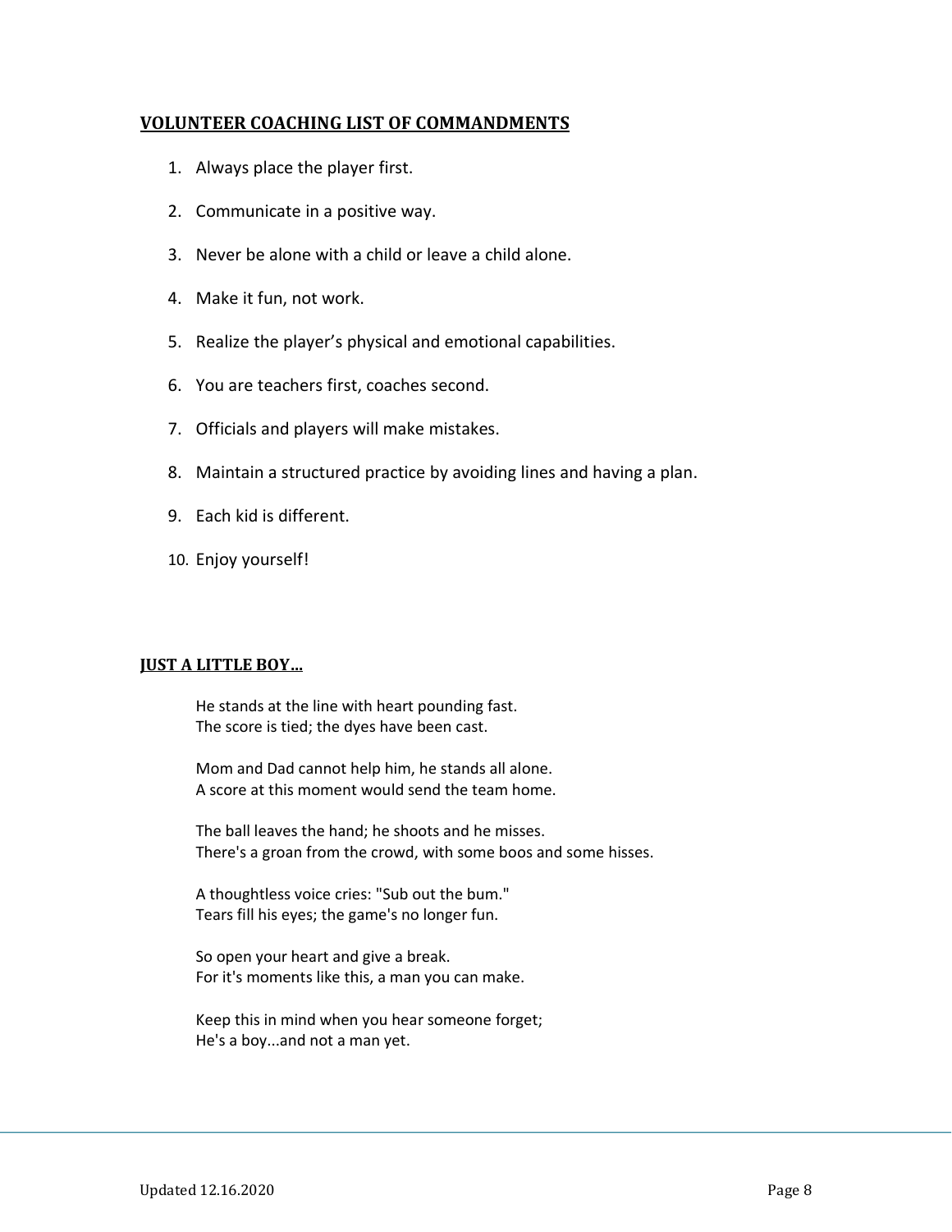## VOLUNTEER COACHING LIST OF COMMANDMENTS

1. Always place the player first.
2. Communicate in a positive way.
3. Never be alone with a child or leave a child alone.
4. Make it fun, not work.
5. Realize the player's physical and emotional capabilities.
6. You are teachers first, coaches second.
7. Officials and players will make mistakes.
8. Maintain a structured practice by avoiding lines and having a plan.
9. Each kid is different.
10. Enjoy yourself!

## JUST A LITTLE BOY…

He stands at the line with heart pounding fast.
The score is tied; the dyes have been cast.

Mom and Dad cannot help him, he stands all alone.
A score at this moment would send the team home.

The ball leaves the hand; he shoots and he misses.
There's a groan from the crowd, with some boos and some hisses.

A thoughtless voice cries: "Sub out the bum."
Tears fill his eyes; the game's no longer fun.

So open your heart and give a break.
For it's moments like this, a man you can make.

Keep this in mind when you hear someone forget;
He's a boy...and not a man yet.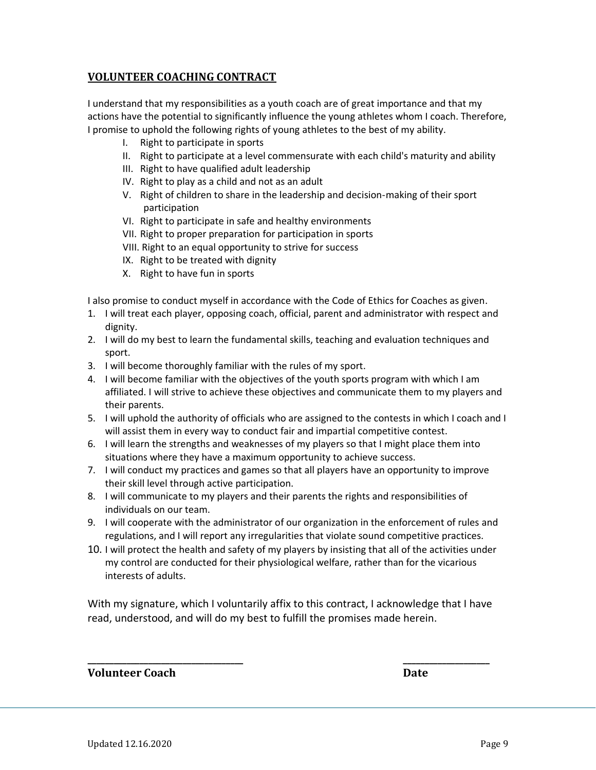## VOLUNTEER COACHING CONTRACT

I understand that my responsibilities as a youth coach are of great importance and that my actions have the potential to significantly influence the young athletes whom I coach. Therefore, I promise to uphold the following rights of young athletes to the best of my ability.

I. Right to participate in sports
II. Right to participate at a level commensurate with each child's maturity and ability
III. Right to have qualified adult leadership
IV. Right to play as a child and not as an adult
V. Right of children to share in the leadership and decision-making of their sport participation
VI. Right to participate in safe and healthy environments
VII. Right to proper preparation for participation in sports
VIII. Right to an equal opportunity to strive for success
IX. Right to be treated with dignity
X. Right to have fun in sports

I also promise to conduct myself in accordance with the Code of Ethics for Coaches as given.

1. I will treat each player, opposing coach, official, parent and administrator with respect and dignity.
2. I will do my best to learn the fundamental skills, teaching and evaluation techniques and sport.
3. I will become thoroughly familiar with the rules of my sport.
4. I will become familiar with the objectives of the youth sports program with which I am affiliated. I will strive to achieve these objectives and communicate them to my players and their parents.
5. I will uphold the authority of officials who are assigned to the contests in which I coach and I will assist them in every way to conduct fair and impartial competitive contest.
6. I will learn the strengths and weaknesses of my players so that I might place them into situations where they have a maximum opportunity to achieve success.
7. I will conduct my practices and games so that all players have an opportunity to improve their skill level through active participation.
8. I will communicate to my players and their parents the rights and responsibilities of individuals on our team.
9. I will cooperate with the administrator of our organization in the enforcement of rules and regulations, and I will report any irregularities that violate sound competitive practices.
10. I will protect the health and safety of my players by insisting that all of the activities under my control are conducted for their physiological welfare, rather than for the vicarious interests of adults.

With my signature, which I voluntarily affix to this contract, I acknowledge that I have read, understood, and will do my best to fulfill the promises made herein.

\_\_\_\_\_\_\_\_\_\_\_\_\_\_\_\_\_\_\_\_\_\_\_\_\_\_\_\_\_\_ \_\_\_\_\_\_\_\_\_\_\_\_\_\_\_\_\_\_

**Volunteer Coach** **Date**

Updated 12.16.2020